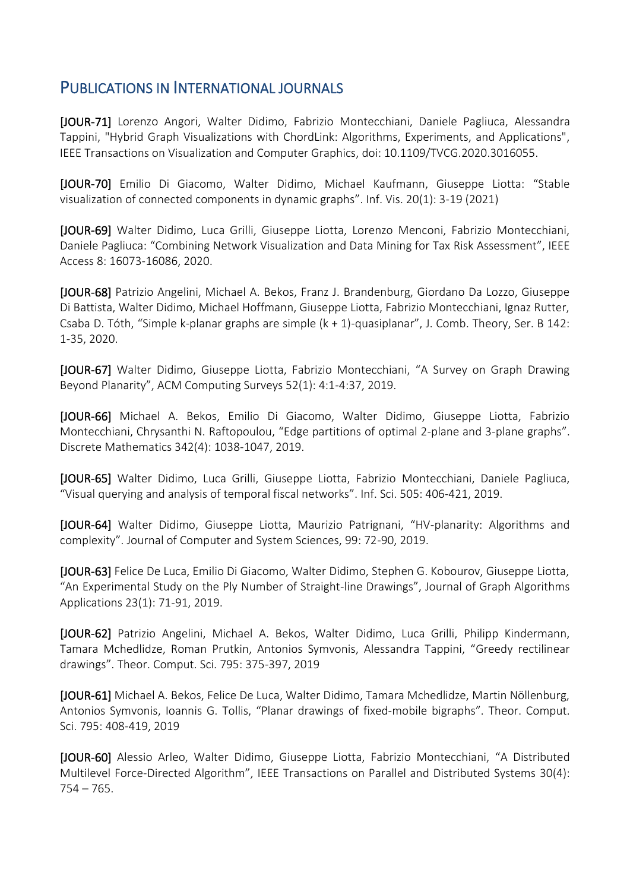## Publications in International Journals

[JOUR-71] Lorenzo Angori, Walter Didimo, Fabrizio Montecchiani, Daniele Pagliuca, Alessandra Tappini, "Hybrid Graph Visualizations with ChordLink: Algorithms, Experiments, and Applications", IEEE Transactions on Visualization and Computer Graphics, doi: 10.1109/TVCG.2020.3016055.

[JOUR-70] Emilio Di Giacomo, Walter Didimo, Michael Kaufmann, Giuseppe Liotta: "Stable visualization of connected components in dynamic graphs". Inf. Vis. 20(1): 3-19 (2021)

[JOUR-69] Walter Didimo, Luca Grilli, Giuseppe Liotta, Lorenzo Menconi, Fabrizio Montecchiani, Daniele Pagliuca: "Combining Network Visualization and Data Mining for Tax Risk Assessment", IEEE Access 8: 16073-16086, 2020.

[JOUR-68] Patrizio Angelini, Michael A. Bekos, Franz J. Brandenburg, Giordano Da Lozzo, Giuseppe Di Battista, Walter Didimo, Michael Hoffmann, Giuseppe Liotta, Fabrizio Montecchiani, Ignaz Rutter, Csaba D. Tóth, "Simple k-planar graphs are simple (k + 1)-quasiplanar", J. Comb. Theory, Ser. B 142: 1-35, 2020.

[JOUR-67] Walter Didimo, Giuseppe Liotta, Fabrizio Montecchiani, "A Survey on Graph Drawing Beyond Planarity", ACM Computing Surveys 52(1): 4:1-4:37, 2019.

[JOUR-66] Michael A. Bekos, Emilio Di Giacomo, Walter Didimo, Giuseppe Liotta, Fabrizio Montecchiani, Chrysanthi N. Raftopoulou, "Edge partitions of optimal 2-plane and 3-plane graphs". Discrete Mathematics 342(4): 1038-1047, 2019.

[JOUR-65] Walter Didimo, Luca Grilli, Giuseppe Liotta, Fabrizio Montecchiani, Daniele Pagliuca, "Visual querying and analysis of temporal fiscal networks". Inf. Sci. 505: 406-421, 2019.

[JOUR-64] Walter Didimo, Giuseppe Liotta, Maurizio Patrignani, "HV-planarity: Algorithms and complexity". Journal of Computer and System Sciences, 99: 72-90, 2019.

[JOUR-63] Felice De Luca, Emilio Di Giacomo, Walter Didimo, Stephen G. Kobourov, Giuseppe Liotta, "An Experimental Study on the Ply Number of Straight-line Drawings", Journal of Graph Algorithms Applications 23(1): 71-91, 2019.

[JOUR-62] Patrizio Angelini, Michael A. Bekos, Walter Didimo, Luca Grilli, Philipp Kindermann, Tamara Mchedlidze, Roman Prutkin, Antonios Symvonis, Alessandra Tappini, "Greedy rectilinear drawings". Theor. Comput. Sci. 795: 375-397, 2019

[JOUR-61] Michael A. Bekos, Felice De Luca, Walter Didimo, Tamara Mchedlidze, Martin Nöllenburg, Antonios Symvonis, Ioannis G. Tollis, "Planar drawings of fixed-mobile bigraphs". Theor. Comput. Sci. 795: 408-419, 2019

[JOUR-60] Alessio Arleo, Walter Didimo, Giuseppe Liotta, Fabrizio Montecchiani, "A Distributed Multilevel Force-Directed Algorithm", IEEE Transactions on Parallel and Distributed Systems 30(4): 754 – 765.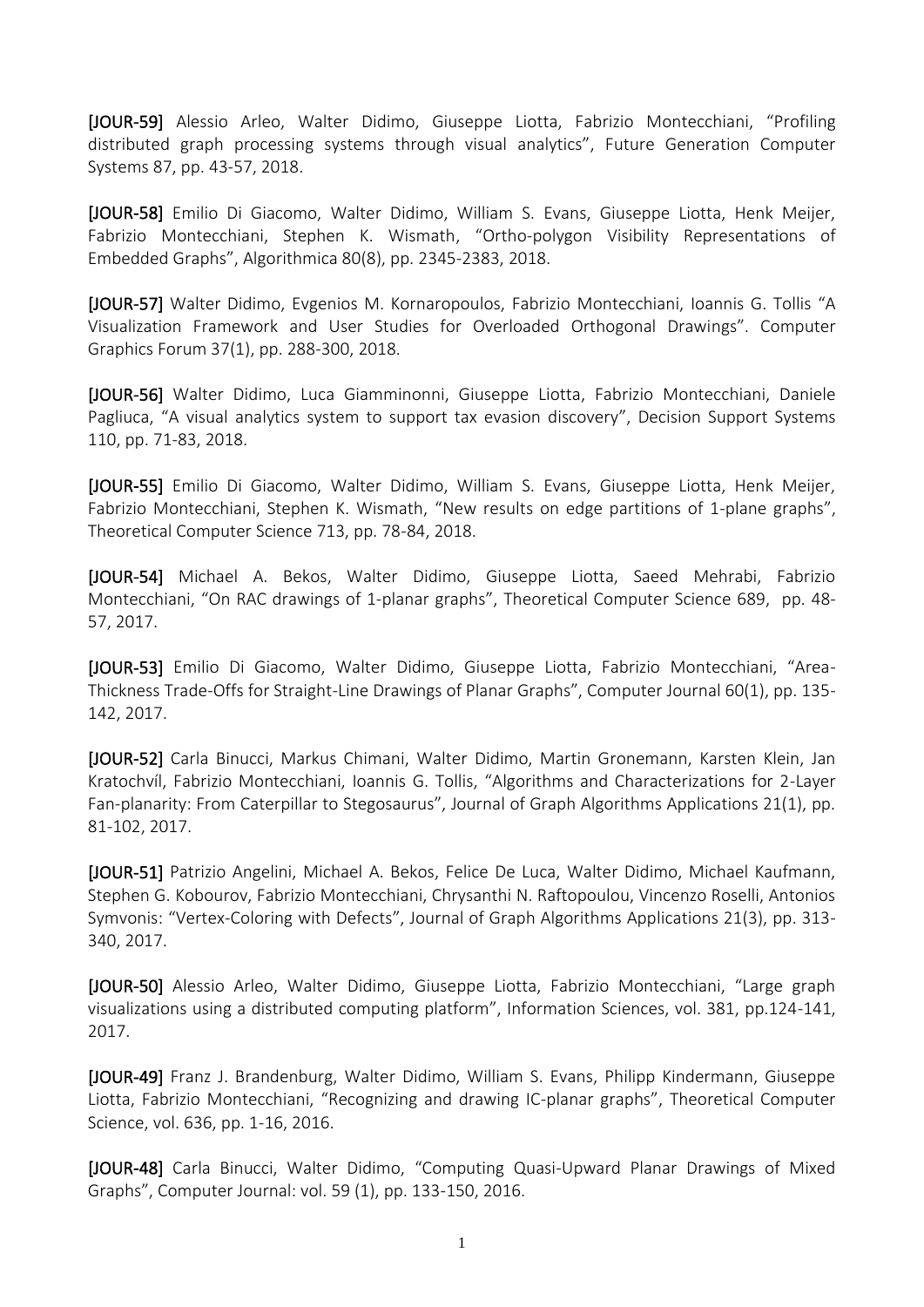[JOUR-59] Alessio Arleo, Walter Didimo, Giuseppe Liotta, Fabrizio Montecchiani, "Profiling distributed graph processing systems through visual analytics", Future Generation Computer Systems 87, pp. 43-57, 2018.

[JOUR-58] Emilio Di Giacomo, Walter Didimo, William S. Evans, Giuseppe Liotta, Henk Meijer, Fabrizio Montecchiani, Stephen K. Wismath, "Ortho-polygon Visibility Representations of Embedded Graphs", Algorithmica 80(8), pp. 2345-2383, 2018.

[JOUR-57] Walter Didimo, Evgenios M. Kornaropoulos, Fabrizio Montecchiani, Ioannis G. Tollis "A Visualization Framework and User Studies for Overloaded Orthogonal Drawings". Computer Graphics Forum 37(1), pp. 288-300, 2018.

[JOUR-56] Walter Didimo, Luca Giamminonni, Giuseppe Liotta, Fabrizio Montecchiani, Daniele Pagliuca, "A visual analytics system to support tax evasion discovery", Decision Support Systems 110, pp. 71-83, 2018.

[JOUR-55] Emilio Di Giacomo, Walter Didimo, William S. Evans, Giuseppe Liotta, Henk Meijer, Fabrizio Montecchiani, Stephen K. Wismath, "New results on edge partitions of 1-plane graphs", Theoretical Computer Science 713, pp. 78-84, 2018.

[JOUR-54] Michael A. Bekos, Walter Didimo, Giuseppe Liotta, Saeed Mehrabi, Fabrizio Montecchiani, "On RAC drawings of 1-planar graphs", Theoretical Computer Science 689, pp. 48-57, 2017.

[JOUR-53] Emilio Di Giacomo, Walter Didimo, Giuseppe Liotta, Fabrizio Montecchiani, "Area-Thickness Trade-Offs for Straight-Line Drawings of Planar Graphs", Computer Journal 60(1), pp. 135-142, 2017.

[JOUR-52] Carla Binucci, Markus Chimani, Walter Didimo, Martin Gronemann, Karsten Klein, Jan Kratochvíl, Fabrizio Montecchiani, Ioannis G. Tollis, "Algorithms and Characterizations for 2-Layer Fan-planarity: From Caterpillar to Stegosaurus", Journal of Graph Algorithms Applications 21(1), pp. 81-102, 2017.

[JOUR-51] Patrizio Angelini, Michael A. Bekos, Felice De Luca, Walter Didimo, Michael Kaufmann, Stephen G. Kobourov, Fabrizio Montecchiani, Chrysanthi N. Raftopoulou, Vincenzo Roselli, Antonios Symvonis: "Vertex-Coloring with Defects", Journal of Graph Algorithms Applications 21(3), pp. 313-340, 2017.

[JOUR-50] Alessio Arleo, Walter Didimo, Giuseppe Liotta, Fabrizio Montecchiani, "Large graph visualizations using a distributed computing platform", Information Sciences, vol. 381, pp.124-141, 2017.

[JOUR-49] Franz J. Brandenburg, Walter Didimo, William S. Evans, Philipp Kindermann, Giuseppe Liotta, Fabrizio Montecchiani, "Recognizing and drawing IC-planar graphs", Theoretical Computer Science, vol. 636, pp. 1-16, 2016.

[JOUR-48] Carla Binucci, Walter Didimo, "Computing Quasi-Upward Planar Drawings of Mixed Graphs", Computer Journal: vol. 59 (1), pp. 133-150, 2016.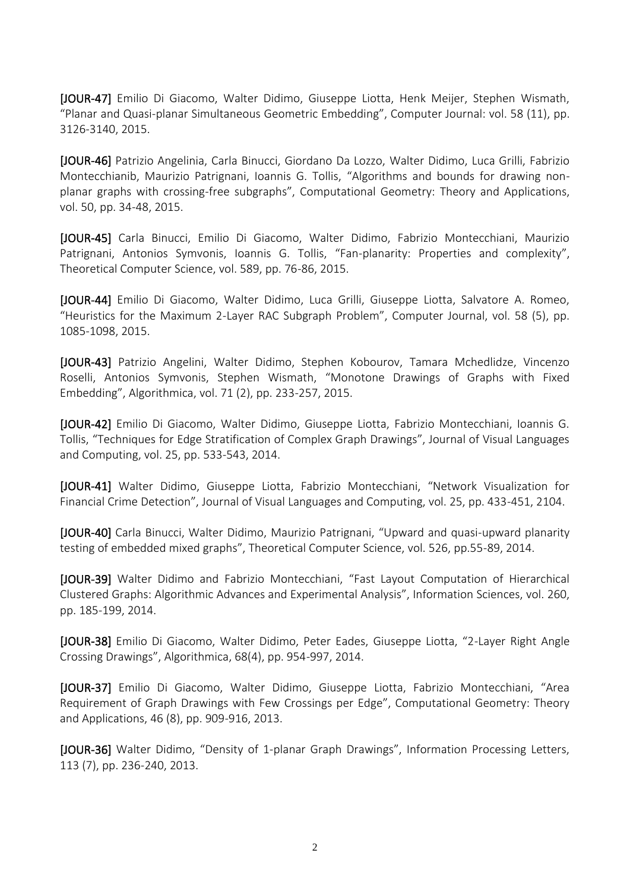[JOUR-47] Emilio Di Giacomo, Walter Didimo, Giuseppe Liotta, Henk Meijer, Stephen Wismath, "Planar and Quasi-planar Simultaneous Geometric Embedding", Computer Journal: vol. 58 (11), pp. 3126-3140, 2015.

[JOUR-46] Patrizio Angelinia, Carla Binucci, Giordano Da Lozzo, Walter Didimo, Luca Grilli, Fabrizio Montecchianib, Maurizio Patrignani, Ioannis G. Tollis, "Algorithms and bounds for drawing non-planar graphs with crossing-free subgraphs", Computational Geometry: Theory and Applications, vol. 50, pp. 34-48, 2015.

[JOUR-45] Carla Binucci, Emilio Di Giacomo, Walter Didimo, Fabrizio Montecchiani, Maurizio Patrignani, Antonios Symvonis, Ioannis G. Tollis, "Fan-planarity: Properties and complexity", Theoretical Computer Science, vol. 589, pp. 76-86, 2015.

[JOUR-44] Emilio Di Giacomo, Walter Didimo, Luca Grilli, Giuseppe Liotta, Salvatore A. Romeo, "Heuristics for the Maximum 2-Layer RAC Subgraph Problem", Computer Journal, vol. 58 (5), pp. 1085-1098, 2015.

[JOUR-43] Patrizio Angelini, Walter Didimo, Stephen Kobourov, Tamara Mchedlidze, Vincenzo Roselli, Antonios Symvonis, Stephen Wismath, "Monotone Drawings of Graphs with Fixed Embedding", Algorithmica, vol. 71 (2), pp. 233-257, 2015.

[JOUR-42] Emilio Di Giacomo, Walter Didimo, Giuseppe Liotta, Fabrizio Montecchiani, Ioannis G. Tollis, "Techniques for Edge Stratification of Complex Graph Drawings", Journal of Visual Languages and Computing, vol. 25, pp. 533-543, 2014.

[JOUR-41] Walter Didimo, Giuseppe Liotta, Fabrizio Montecchiani, "Network Visualization for Financial Crime Detection", Journal of Visual Languages and Computing, vol. 25, pp. 433-451, 2104.

[JOUR-40] Carla Binucci, Walter Didimo, Maurizio Patrignani, "Upward and quasi-upward planarity testing of embedded mixed graphs", Theoretical Computer Science, vol. 526, pp.55-89, 2014.

[JOUR-39] Walter Didimo and Fabrizio Montecchiani, "Fast Layout Computation of Hierarchical Clustered Graphs: Algorithmic Advances and Experimental Analysis", Information Sciences, vol. 260, pp. 185-199, 2014.

[JOUR-38] Emilio Di Giacomo, Walter Didimo, Peter Eades, Giuseppe Liotta, "2-Layer Right Angle Crossing Drawings", Algorithmica, 68(4), pp. 954-997, 2014.

[JOUR-37] Emilio Di Giacomo, Walter Didimo, Giuseppe Liotta, Fabrizio Montecchiani, "Area Requirement of Graph Drawings with Few Crossings per Edge", Computational Geometry: Theory and Applications, 46 (8), pp. 909-916, 2013.

[JOUR-36] Walter Didimo, "Density of 1-planar Graph Drawings", Information Processing Letters, 113 (7), pp. 236-240, 2013.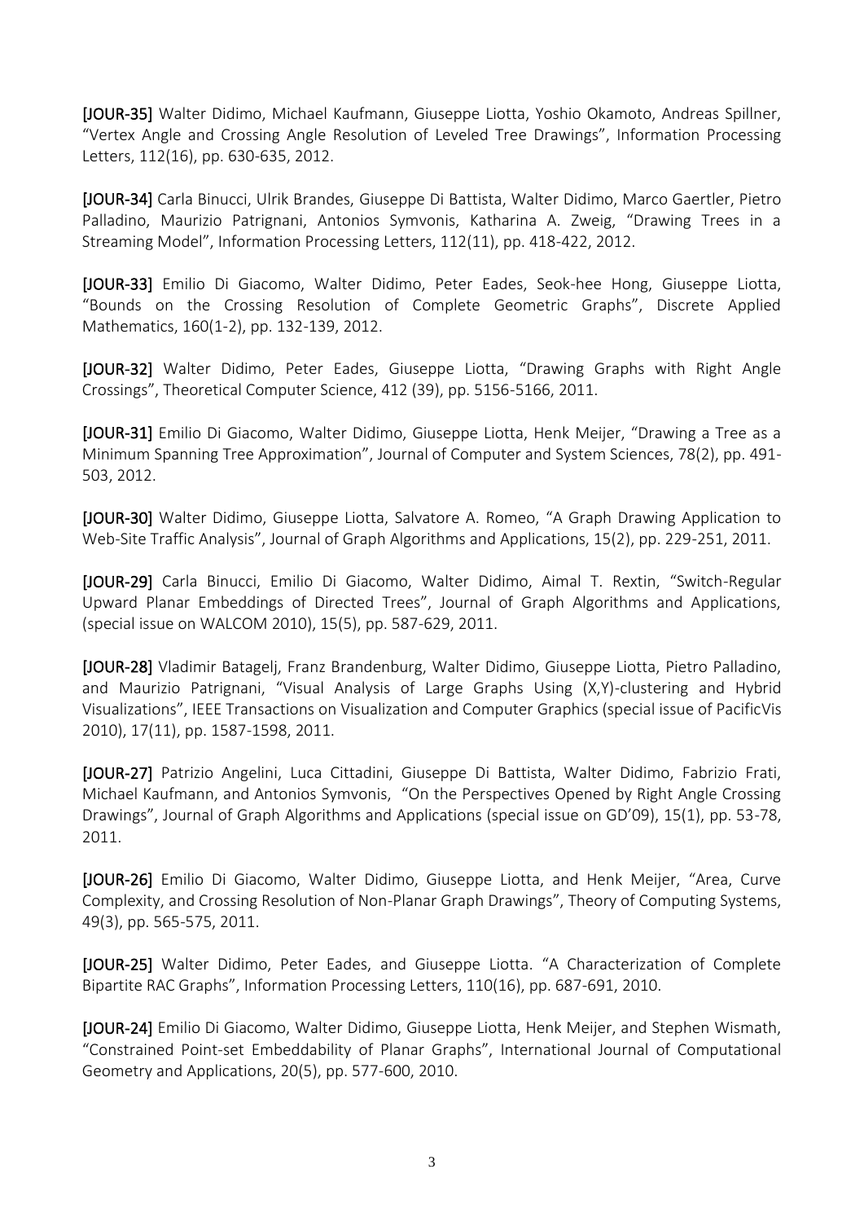[JOUR-35] Walter Didimo, Michael Kaufmann, Giuseppe Liotta, Yoshio Okamoto, Andreas Spillner, "Vertex Angle and Crossing Angle Resolution of Leveled Tree Drawings", Information Processing Letters, 112(16), pp. 630-635, 2012.

[JOUR-34] Carla Binucci, Ulrik Brandes, Giuseppe Di Battista, Walter Didimo, Marco Gaertler, Pietro Palladino, Maurizio Patrignani, Antonios Symvonis, Katharina A. Zweig, "Drawing Trees in a Streaming Model", Information Processing Letters, 112(11), pp. 418-422, 2012.

[JOUR-33] Emilio Di Giacomo, Walter Didimo, Peter Eades, Seok-hee Hong, Giuseppe Liotta, "Bounds on the Crossing Resolution of Complete Geometric Graphs", Discrete Applied Mathematics, 160(1-2), pp. 132-139, 2012.

[JOUR-32] Walter Didimo, Peter Eades, Giuseppe Liotta, "Drawing Graphs with Right Angle Crossings", Theoretical Computer Science, 412 (39), pp. 5156-5166, 2011.

[JOUR-31] Emilio Di Giacomo, Walter Didimo, Giuseppe Liotta, Henk Meijer, "Drawing a Tree as a Minimum Spanning Tree Approximation", Journal of Computer and System Sciences, 78(2), pp. 491-503, 2012.

[JOUR-30] Walter Didimo, Giuseppe Liotta, Salvatore A. Romeo, "A Graph Drawing Application to Web-Site Traffic Analysis", Journal of Graph Algorithms and Applications, 15(2), pp. 229-251, 2011.

[JOUR-29] Carla Binucci, Emilio Di Giacomo, Walter Didimo, Aimal T. Rextin, "Switch-Regular Upward Planar Embeddings of Directed Trees", Journal of Graph Algorithms and Applications, (special issue on WALCOM 2010), 15(5), pp. 587-629, 2011.

[JOUR-28] Vladimir Batagelj, Franz Brandenburg, Walter Didimo, Giuseppe Liotta, Pietro Palladino, and Maurizio Patrignani, "Visual Analysis of Large Graphs Using (X,Y)-clustering and Hybrid Visualizations", IEEE Transactions on Visualization and Computer Graphics (special issue of PacificVis 2010), 17(11), pp. 1587-1598, 2011.

[JOUR-27] Patrizio Angelini, Luca Cittadini, Giuseppe Di Battista, Walter Didimo, Fabrizio Frati, Michael Kaufmann, and Antonios Symvonis, "On the Perspectives Opened by Right Angle Crossing Drawings", Journal of Graph Algorithms and Applications (special issue on GD'09), 15(1), pp. 53-78, 2011.

[JOUR-26] Emilio Di Giacomo, Walter Didimo, Giuseppe Liotta, and Henk Meijer, "Area, Curve Complexity, and Crossing Resolution of Non-Planar Graph Drawings", Theory of Computing Systems, 49(3), pp. 565-575, 2011.

[JOUR-25] Walter Didimo, Peter Eades, and Giuseppe Liotta. "A Characterization of Complete Bipartite RAC Graphs", Information Processing Letters, 110(16), pp. 687-691, 2010.

[JOUR-24] Emilio Di Giacomo, Walter Didimo, Giuseppe Liotta, Henk Meijer, and Stephen Wismath, "Constrained Point-set Embeddability of Planar Graphs", International Journal of Computational Geometry and Applications, 20(5), pp. 577-600, 2010.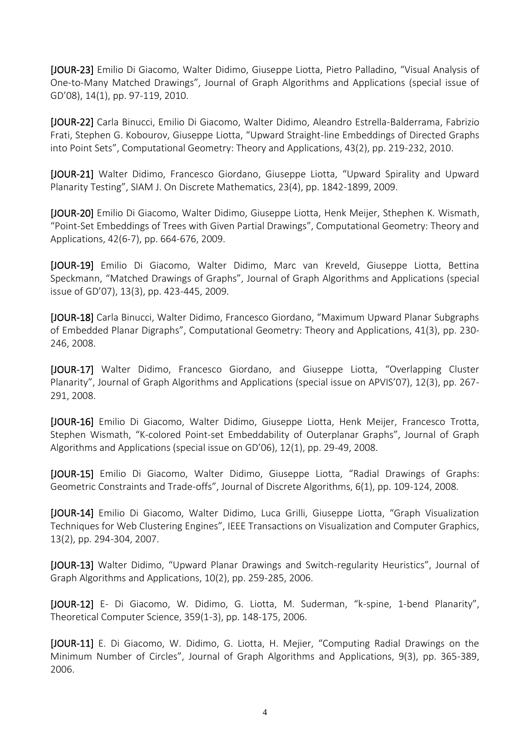[JOUR-23] Emilio Di Giacomo, Walter Didimo, Giuseppe Liotta, Pietro Palladino, “Visual Analysis of One-to-Many Matched Drawings”, Journal of Graph Algorithms and Applications (special issue of GD’08), 14(1), pp. 97-119, 2010.

[JOUR-22] Carla Binucci, Emilio Di Giacomo, Walter Didimo, Aleandro Estrella-Balderrama, Fabrizio Frati, Stephen G. Kobourov, Giuseppe Liotta, “Upward Straight-line Embeddings of Directed Graphs into Point Sets”, Computational Geometry: Theory and Applications, 43(2), pp. 219-232, 2010.

[JOUR-21] Walter Didimo, Francesco Giordano, Giuseppe Liotta, “Upward Spirality and Upward Planarity Testing”, SIAM J. On Discrete Mathematics, 23(4), pp. 1842-1899, 2009.

[JOUR-20] Emilio Di Giacomo, Walter Didimo, Giuseppe Liotta, Henk Meijer, Sthephen K. Wismath, “Point-Set Embeddings of Trees with Given Partial Drawings”, Computational Geometry: Theory and Applications, 42(6-7), pp. 664-676, 2009.

[JOUR-19] Emilio Di Giacomo, Walter Didimo, Marc van Kreveld, Giuseppe Liotta, Bettina Speckmann, “Matched Drawings of Graphs”, Journal of Graph Algorithms and Applications (special issue of GD’07), 13(3), pp. 423-445, 2009.

[JOUR-18] Carla Binucci, Walter Didimo, Francesco Giordano, “Maximum Upward Planar Subgraphs of Embedded Planar Digraphs”, Computational Geometry: Theory and Applications, 41(3), pp. 230-246, 2008.

[JOUR-17] Walter Didimo, Francesco Giordano, and Giuseppe Liotta, “Overlapping Cluster Planarity”, Journal of Graph Algorithms and Applications (special issue on APVIS’07), 12(3), pp. 267-291, 2008.

[JOUR-16] Emilio Di Giacomo, Walter Didimo, Giuseppe Liotta, Henk Meijer, Francesco Trotta, Stephen Wismath, “K-colored Point-set Embeddability of Outerplanar Graphs”, Journal of Graph Algorithms and Applications (special issue on GD’06), 12(1), pp. 29-49, 2008.

[JOUR-15] Emilio Di Giacomo, Walter Didimo, Giuseppe Liotta, “Radial Drawings of Graphs: Geometric Constraints and Trade-offs”, Journal of Discrete Algorithms, 6(1), pp. 109-124, 2008.

[JOUR-14] Emilio Di Giacomo, Walter Didimo, Luca Grilli, Giuseppe Liotta, “Graph Visualization Techniques for Web Clustering Engines”, IEEE Transactions on Visualization and Computer Graphics, 13(2), pp. 294-304, 2007.

[JOUR-13] Walter Didimo, “Upward Planar Drawings and Switch-regularity Heuristics”, Journal of Graph Algorithms and Applications, 10(2), pp. 259-285, 2006.

[JOUR-12] E- Di Giacomo, W. Didimo, G. Liotta, M. Suderman, “k-spine, 1-bend Planarity”, Theoretical Computer Science, 359(1-3), pp. 148-175, 2006.

[JOUR-11] E. Di Giacomo, W. Didimo, G. Liotta, H. Mejier, “Computing Radial Drawings on the Minimum Number of Circles”, Journal of Graph Algorithms and Applications, 9(3), pp. 365-389, 2006.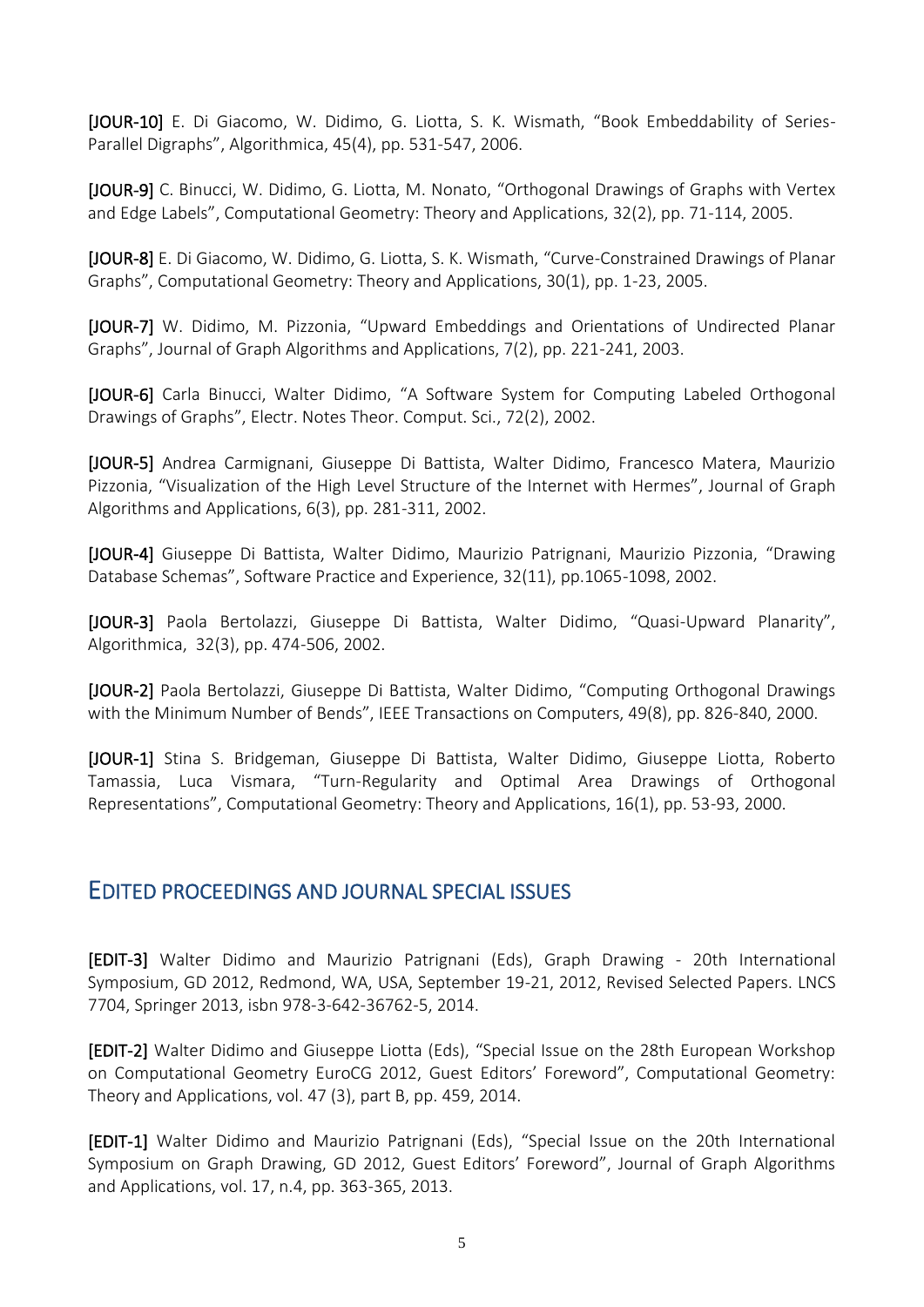[JOUR-10] E. Di Giacomo, W. Didimo, G. Liotta, S. K. Wismath, "Book Embeddability of Series-Parallel Digraphs", Algorithmica, 45(4), pp. 531-547, 2006.

[JOUR-9] C. Binucci, W. Didimo, G. Liotta, M. Nonato, "Orthogonal Drawings of Graphs with Vertex and Edge Labels", Computational Geometry: Theory and Applications, 32(2), pp. 71-114, 2005.

[JOUR-8] E. Di Giacomo, W. Didimo, G. Liotta, S. K. Wismath, "Curve-Constrained Drawings of Planar Graphs", Computational Geometry: Theory and Applications, 30(1), pp. 1-23, 2005.

[JOUR-7] W. Didimo, M. Pizzonia, "Upward Embeddings and Orientations of Undirected Planar Graphs", Journal of Graph Algorithms and Applications, 7(2), pp. 221-241, 2003.

[JOUR-6] Carla Binucci, Walter Didimo, "A Software System for Computing Labeled Orthogonal Drawings of Graphs", Electr. Notes Theor. Comput. Sci., 72(2), 2002.

[JOUR-5] Andrea Carmignani, Giuseppe Di Battista, Walter Didimo, Francesco Matera, Maurizio Pizzonia, "Visualization of the High Level Structure of the Internet with Hermes", Journal of Graph Algorithms and Applications, 6(3), pp. 281-311, 2002.

[JOUR-4] Giuseppe Di Battista, Walter Didimo, Maurizio Patrignani, Maurizio Pizzonia, "Drawing Database Schemas", Software Practice and Experience, 32(11), pp.1065-1098, 2002.

[JOUR-3] Paola Bertolazzi, Giuseppe Di Battista, Walter Didimo, "Quasi-Upward Planarity", Algorithmica, 32(3), pp. 474-506, 2002.

[JOUR-2] Paola Bertolazzi, Giuseppe Di Battista, Walter Didimo, "Computing Orthogonal Drawings with the Minimum Number of Bends", IEEE Transactions on Computers, 49(8), pp. 826-840, 2000.

[JOUR-1] Stina S. Bridgeman, Giuseppe Di Battista, Walter Didimo, Giuseppe Liotta, Roberto Tamassia, Luca Vismara, "Turn-Regularity and Optimal Area Drawings of Orthogonal Representations", Computational Geometry: Theory and Applications, 16(1), pp. 53-93, 2000.

## EDITED PROCEEDINGS AND JOURNAL SPECIAL ISSUES

**[EDIT-3]** Walter Didimo and Maurizio Patrignani (Eds), Graph Drawing - 20th International Symposium, GD 2012, Redmond, WA, USA, September 19-21, 2012, Revised Selected Papers. LNCS 7704, Springer 2013, isbn 978-3-642-36762-5, 2014.

**[EDIT-2]** Walter Didimo and Giuseppe Liotta (Eds), "Special Issue on the 28th European Workshop on Computational Geometry EuroCG 2012, Guest Editors' Foreword", Computational Geometry: Theory and Applications, vol. 47 (3), part B, pp. 459, 2014.

**[EDIT-1]** Walter Didimo and Maurizio Patrignani (Eds), "Special Issue on the 20th International Symposium on Graph Drawing, GD 2012, Guest Editors' Foreword", Journal of Graph Algorithms and Applications, vol. 17, n.4, pp. 363-365, 2013.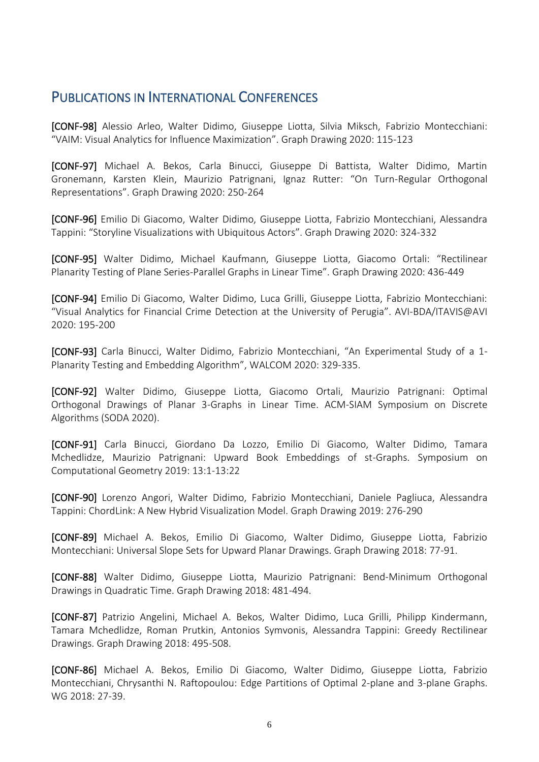## Publications in International Conferences

**[CONF-98]** Alessio Arleo, Walter Didimo, Giuseppe Liotta, Silvia Miksch, Fabrizio Montecchiani: "VAIM: Visual Analytics for Influence Maximization". Graph Drawing 2020: 115-123

**[CONF-97]** Michael A. Bekos, Carla Binucci, Giuseppe Di Battista, Walter Didimo, Martin Gronemann, Karsten Klein, Maurizio Patrignani, Ignaz Rutter: "On Turn-Regular Orthogonal Representations". Graph Drawing 2020: 250-264

**[CONF-96]** Emilio Di Giacomo, Walter Didimo, Giuseppe Liotta, Fabrizio Montecchiani, Alessandra Tappini: "Storyline Visualizations with Ubiquitous Actors". Graph Drawing 2020: 324-332

**[CONF-95]** Walter Didimo, Michael Kaufmann, Giuseppe Liotta, Giacomo Ortali: "Rectilinear Planarity Testing of Plane Series-Parallel Graphs in Linear Time". Graph Drawing 2020: 436-449

**[CONF-94]** Emilio Di Giacomo, Walter Didimo, Luca Grilli, Giuseppe Liotta, Fabrizio Montecchiani: "Visual Analytics for Financial Crime Detection at the University of Perugia". AVI-BDA/ITAVIS@AVI 2020: 195-200

**[CONF-93]** Carla Binucci, Walter Didimo, Fabrizio Montecchiani, "An Experimental Study of a 1-Planarity Testing and Embedding Algorithm", WALCOM 2020: 329-335.

**[CONF-92]** Walter Didimo, Giuseppe Liotta, Giacomo Ortali, Maurizio Patrignani: Optimal Orthogonal Drawings of Planar 3-Graphs in Linear Time. ACM-SIAM Symposium on Discrete Algorithms (SODA 2020).

**[CONF-91]** Carla Binucci, Giordano Da Lozzo, Emilio Di Giacomo, Walter Didimo, Tamara Mchedlidze, Maurizio Patrignani: Upward Book Embeddings of st-Graphs. Symposium on Computational Geometry 2019: 13:1-13:22

**[CONF-90]** Lorenzo Angori, Walter Didimo, Fabrizio Montecchiani, Daniele Pagliuca, Alessandra Tappini: ChordLink: A New Hybrid Visualization Model. Graph Drawing 2019: 276-290

**[CONF-89]** Michael A. Bekos, Emilio Di Giacomo, Walter Didimo, Giuseppe Liotta, Fabrizio Montecchiani: Universal Slope Sets for Upward Planar Drawings. Graph Drawing 2018: 77-91.

**[CONF-88]** Walter Didimo, Giuseppe Liotta, Maurizio Patrignani: Bend-Minimum Orthogonal Drawings in Quadratic Time. Graph Drawing 2018: 481-494.

**[CONF-87]** Patrizio Angelini, Michael A. Bekos, Walter Didimo, Luca Grilli, Philipp Kindermann, Tamara Mchedlidze, Roman Prutkin, Antonios Symvonis, Alessandra Tappini: Greedy Rectilinear Drawings. Graph Drawing 2018: 495-508.

**[CONF-86]** Michael A. Bekos, Emilio Di Giacomo, Walter Didimo, Giuseppe Liotta, Fabrizio Montecchiani, Chrysanthi N. Raftopoulou: Edge Partitions of Optimal 2-plane and 3-plane Graphs. WG 2018: 27-39.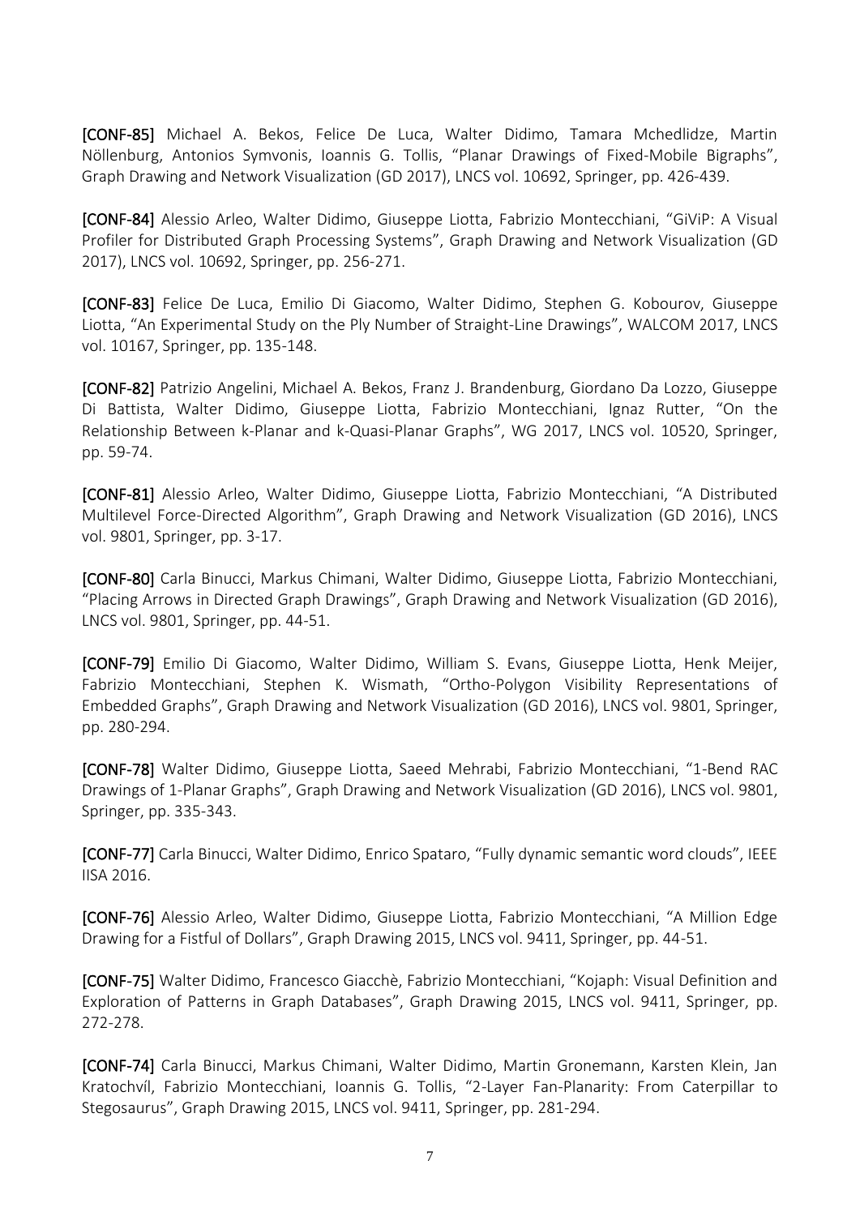[CONF-85] Michael A. Bekos, Felice De Luca, Walter Didimo, Tamara Mchedlidze, Martin Nöllenburg, Antonios Symvonis, Ioannis G. Tollis, "Planar Drawings of Fixed-Mobile Bigraphs", Graph Drawing and Network Visualization (GD 2017), LNCS vol. 10692, Springer, pp. 426-439.

[CONF-84] Alessio Arleo, Walter Didimo, Giuseppe Liotta, Fabrizio Montecchiani, "GiViP: A Visual Profiler for Distributed Graph Processing Systems", Graph Drawing and Network Visualization (GD 2017), LNCS vol. 10692, Springer, pp. 256-271.

[CONF-83] Felice De Luca, Emilio Di Giacomo, Walter Didimo, Stephen G. Kobourov, Giuseppe Liotta, "An Experimental Study on the Ply Number of Straight-Line Drawings", WALCOM 2017, LNCS vol. 10167, Springer, pp. 135-148.

[CONF-82] Patrizio Angelini, Michael A. Bekos, Franz J. Brandenburg, Giordano Da Lozzo, Giuseppe Di Battista, Walter Didimo, Giuseppe Liotta, Fabrizio Montecchiani, Ignaz Rutter, "On the Relationship Between k-Planar and k-Quasi-Planar Graphs", WG 2017, LNCS vol. 10520, Springer, pp. 59-74.

[CONF-81] Alessio Arleo, Walter Didimo, Giuseppe Liotta, Fabrizio Montecchiani, "A Distributed Multilevel Force-Directed Algorithm", Graph Drawing and Network Visualization (GD 2016), LNCS vol. 9801, Springer, pp. 3-17.

[CONF-80] Carla Binucci, Markus Chimani, Walter Didimo, Giuseppe Liotta, Fabrizio Montecchiani, "Placing Arrows in Directed Graph Drawings", Graph Drawing and Network Visualization (GD 2016), LNCS vol. 9801, Springer, pp. 44-51.

[CONF-79] Emilio Di Giacomo, Walter Didimo, William S. Evans, Giuseppe Liotta, Henk Meijer, Fabrizio Montecchiani, Stephen K. Wismath, "Ortho-Polygon Visibility Representations of Embedded Graphs", Graph Drawing and Network Visualization (GD 2016), LNCS vol. 9801, Springer, pp. 280-294.

[CONF-78] Walter Didimo, Giuseppe Liotta, Saeed Mehrabi, Fabrizio Montecchiani, "1-Bend RAC Drawings of 1-Planar Graphs", Graph Drawing and Network Visualization (GD 2016), LNCS vol. 9801, Springer, pp. 335-343.

[CONF-77] Carla Binucci, Walter Didimo, Enrico Spataro, "Fully dynamic semantic word clouds", IEEE IISA 2016.

[CONF-76] Alessio Arleo, Walter Didimo, Giuseppe Liotta, Fabrizio Montecchiani, "A Million Edge Drawing for a Fistful of Dollars", Graph Drawing 2015, LNCS vol. 9411, Springer, pp. 44-51.

[CONF-75] Walter Didimo, Francesco Giacchè, Fabrizio Montecchiani, "Kojaph: Visual Definition and Exploration of Patterns in Graph Databases", Graph Drawing 2015, LNCS vol. 9411, Springer, pp. 272-278.

[CONF-74] Carla Binucci, Markus Chimani, Walter Didimo, Martin Gronemann, Karsten Klein, Jan Kratochvíl, Fabrizio Montecchiani, Ioannis G. Tollis, "2-Layer Fan-Planarity: From Caterpillar to Stegosaurus", Graph Drawing 2015, LNCS vol. 9411, Springer, pp. 281-294.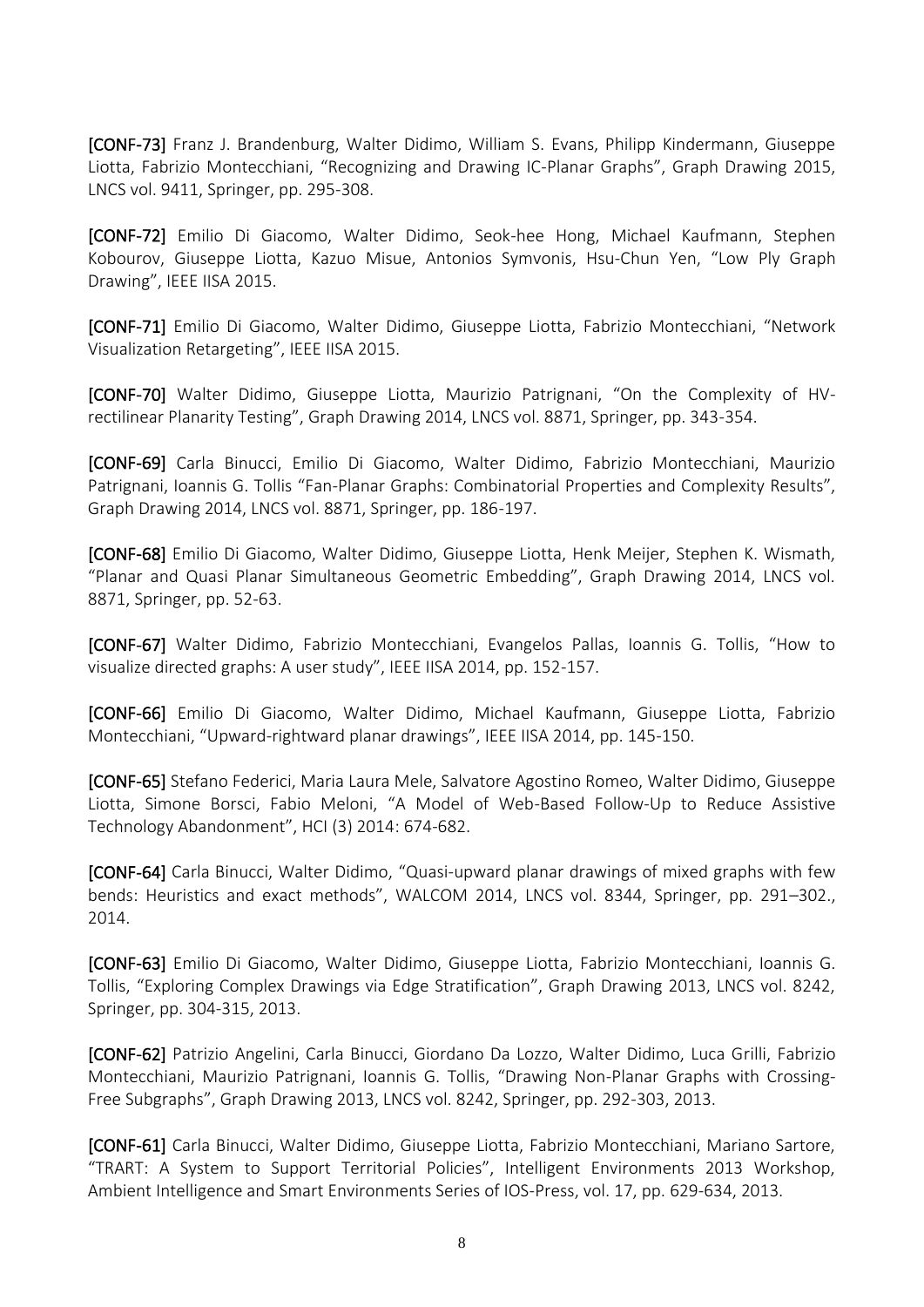**[CONF-73]** Franz J. Brandenburg, Walter Didimo, William S. Evans, Philipp Kindermann, Giuseppe Liotta, Fabrizio Montecchiani, "Recognizing and Drawing IC-Planar Graphs", Graph Drawing 2015, LNCS vol. 9411, Springer, pp. 295-308.

**[CONF-72]** Emilio Di Giacomo, Walter Didimo, Seok-hee Hong, Michael Kaufmann, Stephen Kobourov, Giuseppe Liotta, Kazuo Misue, Antonios Symvonis, Hsu-Chun Yen, "Low Ply Graph Drawing", IEEE IISA 2015.

**[CONF-71]** Emilio Di Giacomo, Walter Didimo, Giuseppe Liotta, Fabrizio Montecchiani, "Network Visualization Retargeting", IEEE IISA 2015.

**[CONF-70]** Walter Didimo, Giuseppe Liotta, Maurizio Patrignani, "On the Complexity of HV-rectilinear Planarity Testing", Graph Drawing 2014, LNCS vol. 8871, Springer, pp. 343-354.

**[CONF-69]** Carla Binucci, Emilio Di Giacomo, Walter Didimo, Fabrizio Montecchiani, Maurizio Patrignani, Ioannis G. Tollis "Fan-Planar Graphs: Combinatorial Properties and Complexity Results", Graph Drawing 2014, LNCS vol. 8871, Springer, pp. 186-197.

**[CONF-68]** Emilio Di Giacomo, Walter Didimo, Giuseppe Liotta, Henk Meijer, Stephen K. Wismath, "Planar and Quasi Planar Simultaneous Geometric Embedding", Graph Drawing 2014, LNCS vol. 8871, Springer, pp. 52-63.

**[CONF-67]** Walter Didimo, Fabrizio Montecchiani, Evangelos Pallas, Ioannis G. Tollis, "How to visualize directed graphs: A user study", IEEE IISA 2014, pp. 152-157.

**[CONF-66]** Emilio Di Giacomo, Walter Didimo, Michael Kaufmann, Giuseppe Liotta, Fabrizio Montecchiani, "Upward-rightward planar drawings", IEEE IISA 2014, pp. 145-150.

**[CONF-65]** Stefano Federici, Maria Laura Mele, Salvatore Agostino Romeo, Walter Didimo, Giuseppe Liotta, Simone Borsci, Fabio Meloni, "A Model of Web-Based Follow-Up to Reduce Assistive Technology Abandonment", HCI (3) 2014: 674-682.

**[CONF-64]** Carla Binucci, Walter Didimo, "Quasi-upward planar drawings of mixed graphs with few bends: Heuristics and exact methods", WALCOM 2014, LNCS vol. 8344, Springer, pp. 291–302., 2014.

**[CONF-63]** Emilio Di Giacomo, Walter Didimo, Giuseppe Liotta, Fabrizio Montecchiani, Ioannis G. Tollis, "Exploring Complex Drawings via Edge Stratification", Graph Drawing 2013, LNCS vol. 8242, Springer, pp. 304-315, 2013.

**[CONF-62]** Patrizio Angelini, Carla Binucci, Giordano Da Lozzo, Walter Didimo, Luca Grilli, Fabrizio Montecchiani, Maurizio Patrignani, Ioannis G. Tollis, "Drawing Non-Planar Graphs with Crossing-Free Subgraphs", Graph Drawing 2013, LNCS vol. 8242, Springer, pp. 292-303, 2013.

**[CONF-61]** Carla Binucci, Walter Didimo, Giuseppe Liotta, Fabrizio Montecchiani, Mariano Sartore, "TRART: A System to Support Territorial Policies", Intelligent Environments 2013 Workshop, Ambient Intelligence and Smart Environments Series of IOS-Press, vol. 17, pp. 629-634, 2013.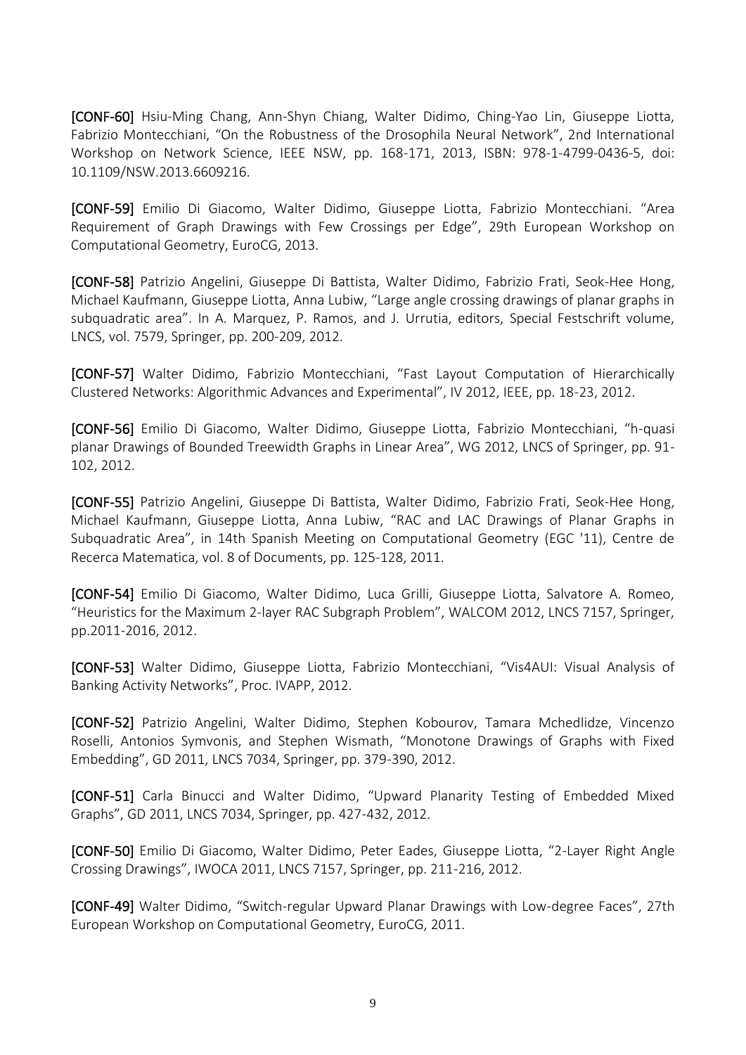**[CONF-60]** Hsiu-Ming Chang, Ann-Shyn Chiang, Walter Didimo, Ching-Yao Lin, Giuseppe Liotta, Fabrizio Montecchiani, "On the Robustness of the Drosophila Neural Network", 2nd International Workshop on Network Science, IEEE NSW, pp. 168-171, 2013, ISBN: 978-1-4799-0436-5, doi: 10.1109/NSW.2013.6609216.

**[CONF-59]** Emilio Di Giacomo, Walter Didimo, Giuseppe Liotta, Fabrizio Montecchiani. "Area Requirement of Graph Drawings with Few Crossings per Edge", 29th European Workshop on Computational Geometry, EuroCG, 2013.

**[CONF-58]** Patrizio Angelini, Giuseppe Di Battista, Walter Didimo, Fabrizio Frati, Seok-Hee Hong, Michael Kaufmann, Giuseppe Liotta, Anna Lubiw, "Large angle crossing drawings of planar graphs in subquadratic area". In A. Marquez, P. Ramos, and J. Urrutia, editors, Special Festschrift volume, LNCS, vol. 7579, Springer, pp. 200-209, 2012.

**[CONF-57]** Walter Didimo, Fabrizio Montecchiani, "Fast Layout Computation of Hierarchically Clustered Networks: Algorithmic Advances and Experimental", IV 2012, IEEE, pp. 18-23, 2012.

**[CONF-56]** Emilio Di Giacomo, Walter Didimo, Giuseppe Liotta, Fabrizio Montecchiani, "h-quasi planar Drawings of Bounded Treewidth Graphs in Linear Area", WG 2012, LNCS of Springer, pp. 91-102, 2012.

**[CONF-55]** Patrizio Angelini, Giuseppe Di Battista, Walter Didimo, Fabrizio Frati, Seok-Hee Hong, Michael Kaufmann, Giuseppe Liotta, Anna Lubiw, "RAC and LAC Drawings of Planar Graphs in Subquadratic Area", in 14th Spanish Meeting on Computational Geometry (EGC '11), Centre de Recerca Matematica, vol. 8 of Documents, pp. 125-128, 2011.

**[CONF-54]** Emilio Di Giacomo, Walter Didimo, Luca Grilli, Giuseppe Liotta, Salvatore A. Romeo, "Heuristics for the Maximum 2-layer RAC Subgraph Problem", WALCOM 2012, LNCS 7157, Springer, pp.2011-2016, 2012.

**[CONF-53]** Walter Didimo, Giuseppe Liotta, Fabrizio Montecchiani, "Vis4AUI: Visual Analysis of Banking Activity Networks", Proc. IVAPP, 2012.

**[CONF-52]** Patrizio Angelini, Walter Didimo, Stephen Kobourov, Tamara Mchedlidze, Vincenzo Roselli, Antonios Symvonis, and Stephen Wismath, "Monotone Drawings of Graphs with Fixed Embedding", GD 2011, LNCS 7034, Springer, pp. 379-390, 2012.

**[CONF-51]** Carla Binucci and Walter Didimo, "Upward Planarity Testing of Embedded Mixed Graphs", GD 2011, LNCS 7034, Springer, pp. 427-432, 2012.

**[CONF-50]** Emilio Di Giacomo, Walter Didimo, Peter Eades, Giuseppe Liotta, "2-Layer Right Angle Crossing Drawings", IWOCA 2011, LNCS 7157, Springer, pp. 211-216, 2012.

**[CONF-49]** Walter Didimo, "Switch-regular Upward Planar Drawings with Low-degree Faces", 27th European Workshop on Computational Geometry, EuroCG, 2011.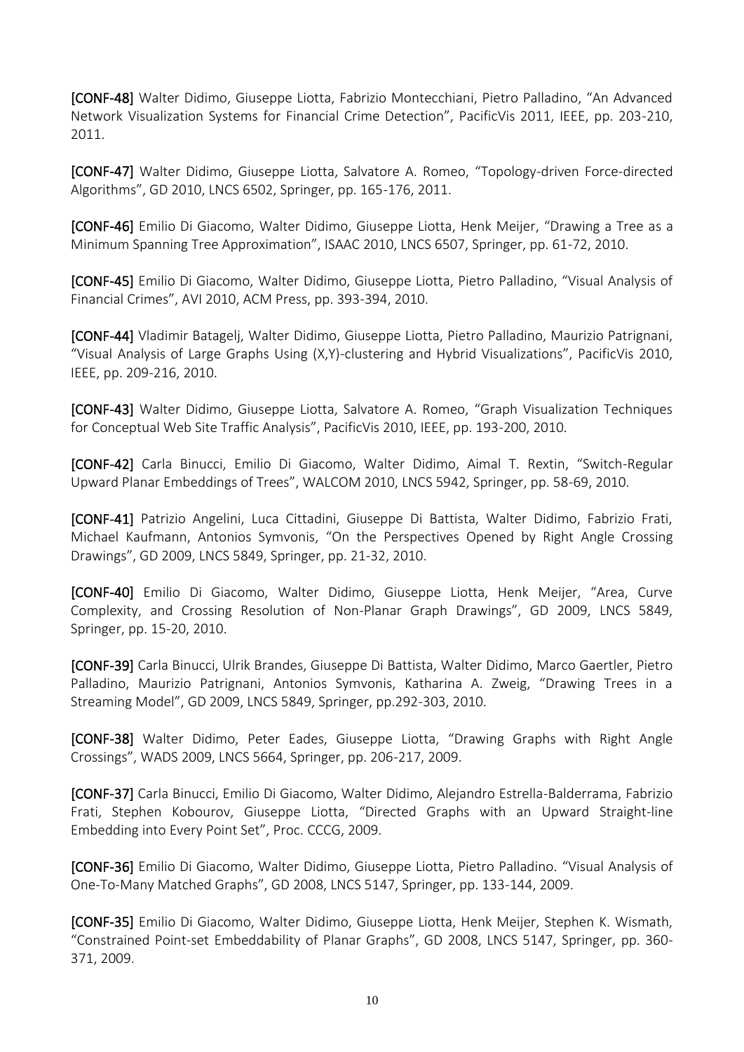**[CONF-48]** Walter Didimo, Giuseppe Liotta, Fabrizio Montecchiani, Pietro Palladino, "An Advanced Network Visualization Systems for Financial Crime Detection", PacificVis 2011, IEEE, pp. 203-210, 2011.

**[CONF-47]** Walter Didimo, Giuseppe Liotta, Salvatore A. Romeo, "Topology-driven Force-directed Algorithms", GD 2010, LNCS 6502, Springer, pp. 165-176, 2011.

**[CONF-46]** Emilio Di Giacomo, Walter Didimo, Giuseppe Liotta, Henk Meijer, "Drawing a Tree as a Minimum Spanning Tree Approximation", ISAAC 2010, LNCS 6507, Springer, pp. 61-72, 2010.

**[CONF-45]** Emilio Di Giacomo, Walter Didimo, Giuseppe Liotta, Pietro Palladino, "Visual Analysis of Financial Crimes", AVI 2010, ACM Press, pp. 393-394, 2010.

**[CONF-44]** Vladimir Batagelj, Walter Didimo, Giuseppe Liotta, Pietro Palladino, Maurizio Patrignani, "Visual Analysis of Large Graphs Using (X,Y)-clustering and Hybrid Visualizations", PacificVis 2010, IEEE, pp. 209-216, 2010.

**[CONF-43]** Walter Didimo, Giuseppe Liotta, Salvatore A. Romeo, "Graph Visualization Techniques for Conceptual Web Site Traffic Analysis", PacificVis 2010, IEEE, pp. 193-200, 2010.

**[CONF-42]** Carla Binucci, Emilio Di Giacomo, Walter Didimo, Aimal T. Rextin, "Switch-Regular Upward Planar Embeddings of Trees", WALCOM 2010, LNCS 5942, Springer, pp. 58-69, 2010.

**[CONF-41]** Patrizio Angelini, Luca Cittadini, Giuseppe Di Battista, Walter Didimo, Fabrizio Frati, Michael Kaufmann, Antonios Symvonis, "On the Perspectives Opened by Right Angle Crossing Drawings", GD 2009, LNCS 5849, Springer, pp. 21-32, 2010.

**[CONF-40]** Emilio Di Giacomo, Walter Didimo, Giuseppe Liotta, Henk Meijer, "Area, Curve Complexity, and Crossing Resolution of Non-Planar Graph Drawings", GD 2009, LNCS 5849, Springer, pp. 15-20, 2010.

**[CONF-39]** Carla Binucci, Ulrik Brandes, Giuseppe Di Battista, Walter Didimo, Marco Gaertler, Pietro Palladino, Maurizio Patrignani, Antonios Symvonis, Katharina A. Zweig, "Drawing Trees in a Streaming Model", GD 2009, LNCS 5849, Springer, pp.292-303, 2010.

**[CONF-38]** Walter Didimo, Peter Eades, Giuseppe Liotta, "Drawing Graphs with Right Angle Crossings", WADS 2009, LNCS 5664, Springer, pp. 206-217, 2009.

**[CONF-37]** Carla Binucci, Emilio Di Giacomo, Walter Didimo, Alejandro Estrella-Balderrama, Fabrizio Frati, Stephen Kobourov, Giuseppe Liotta, "Directed Graphs with an Upward Straight-line Embedding into Every Point Set", Proc. CCCG, 2009.

**[CONF-36]** Emilio Di Giacomo, Walter Didimo, Giuseppe Liotta, Pietro Palladino. "Visual Analysis of One-To-Many Matched Graphs", GD 2008, LNCS 5147, Springer, pp. 133-144, 2009.

**[CONF-35]** Emilio Di Giacomo, Walter Didimo, Giuseppe Liotta, Henk Meijer, Stephen K. Wismath, "Constrained Point-set Embeddability of Planar Graphs", GD 2008, LNCS 5147, Springer, pp. 360-371, 2009.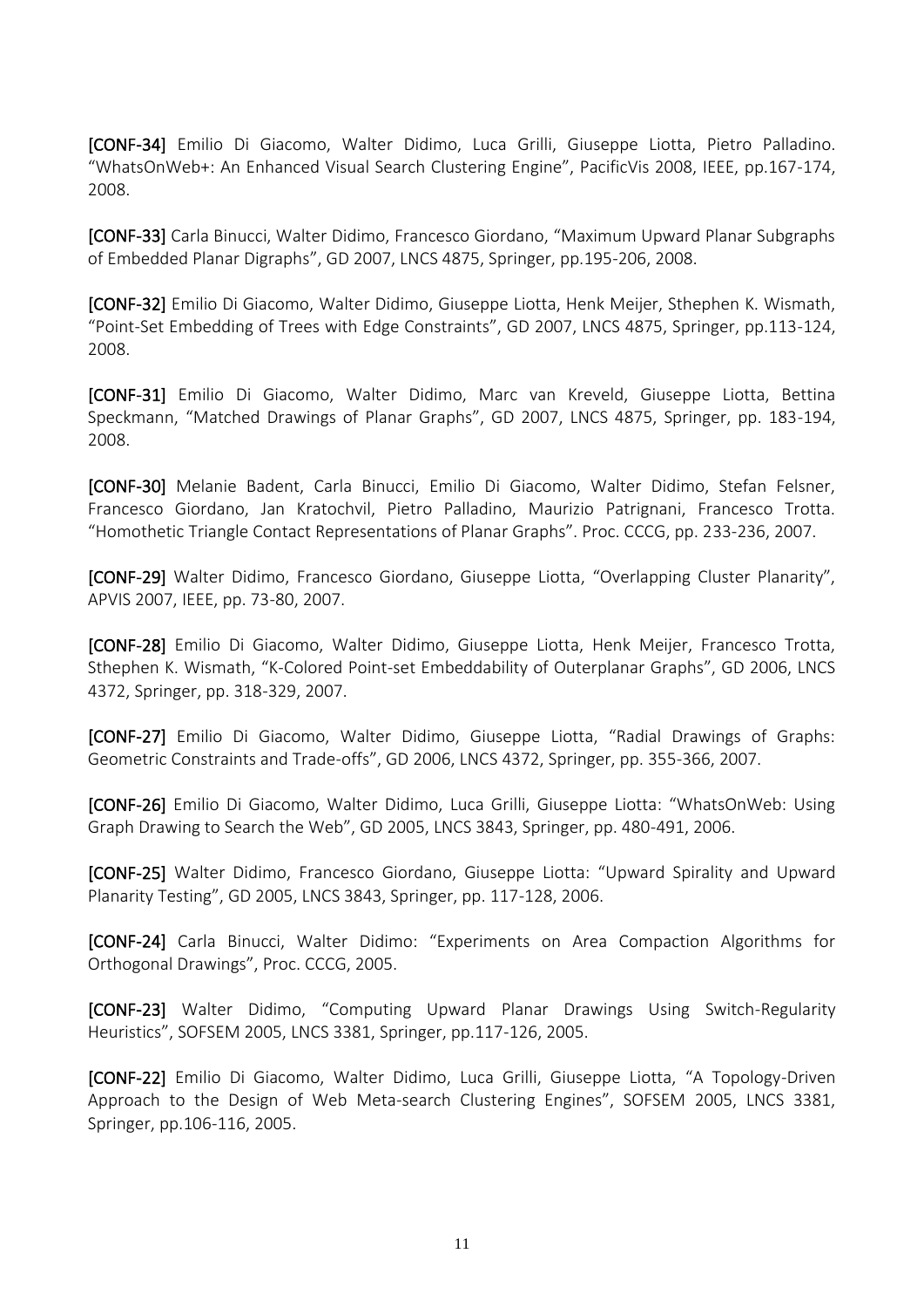**[CONF-34]** Emilio Di Giacomo, Walter Didimo, Luca Grilli, Giuseppe Liotta, Pietro Palladino. "WhatsOnWeb+: An Enhanced Visual Search Clustering Engine", PacificVis 2008, IEEE, pp.167-174, 2008.

**[CONF-33]** Carla Binucci, Walter Didimo, Francesco Giordano, "Maximum Upward Planar Subgraphs of Embedded Planar Digraphs", GD 2007, LNCS 4875, Springer, pp.195-206, 2008.

**[CONF-32]** Emilio Di Giacomo, Walter Didimo, Giuseppe Liotta, Henk Meijer, Sthephen K. Wismath, "Point-Set Embedding of Trees with Edge Constraints", GD 2007, LNCS 4875, Springer, pp.113-124, 2008.

**[CONF-31]** Emilio Di Giacomo, Walter Didimo, Marc van Kreveld, Giuseppe Liotta, Bettina Speckmann, "Matched Drawings of Planar Graphs", GD 2007, LNCS 4875, Springer, pp. 183-194, 2008.

**[CONF-30]** Melanie Badent, Carla Binucci, Emilio Di Giacomo, Walter Didimo, Stefan Felsner, Francesco Giordano, Jan Kratochvil, Pietro Palladino, Maurizio Patrignani, Francesco Trotta. "Homothetic Triangle Contact Representations of Planar Graphs". Proc. CCCG, pp. 233-236, 2007.

**[CONF-29]** Walter Didimo, Francesco Giordano, Giuseppe Liotta, "Overlapping Cluster Planarity", APVIS 2007, IEEE, pp. 73-80, 2007.

**[CONF-28]** Emilio Di Giacomo, Walter Didimo, Giuseppe Liotta, Henk Meijer, Francesco Trotta, Sthephen K. Wismath, "K-Colored Point-set Embeddability of Outerplanar Graphs", GD 2006, LNCS 4372, Springer, pp. 318-329, 2007.

**[CONF-27]** Emilio Di Giacomo, Walter Didimo, Giuseppe Liotta, "Radial Drawings of Graphs: Geometric Constraints and Trade-offs", GD 2006, LNCS 4372, Springer, pp. 355-366, 2007.

**[CONF-26]** Emilio Di Giacomo, Walter Didimo, Luca Grilli, Giuseppe Liotta: "WhatsOnWeb: Using Graph Drawing to Search the Web", GD 2005, LNCS 3843, Springer, pp. 480-491, 2006.

**[CONF-25]** Walter Didimo, Francesco Giordano, Giuseppe Liotta: "Upward Spirality and Upward Planarity Testing", GD 2005, LNCS 3843, Springer, pp. 117-128, 2006.

**[CONF-24]** Carla Binucci, Walter Didimo: "Experiments on Area Compaction Algorithms for Orthogonal Drawings", Proc. CCCG, 2005.

**[CONF-23]** Walter Didimo, "Computing Upward Planar Drawings Using Switch-Regularity Heuristics", SOFSEM 2005, LNCS 3381, Springer, pp.117-126, 2005.

**[CONF-22]** Emilio Di Giacomo, Walter Didimo, Luca Grilli, Giuseppe Liotta, "A Topology-Driven Approach to the Design of Web Meta-search Clustering Engines", SOFSEM 2005, LNCS 3381, Springer, pp.106-116, 2005.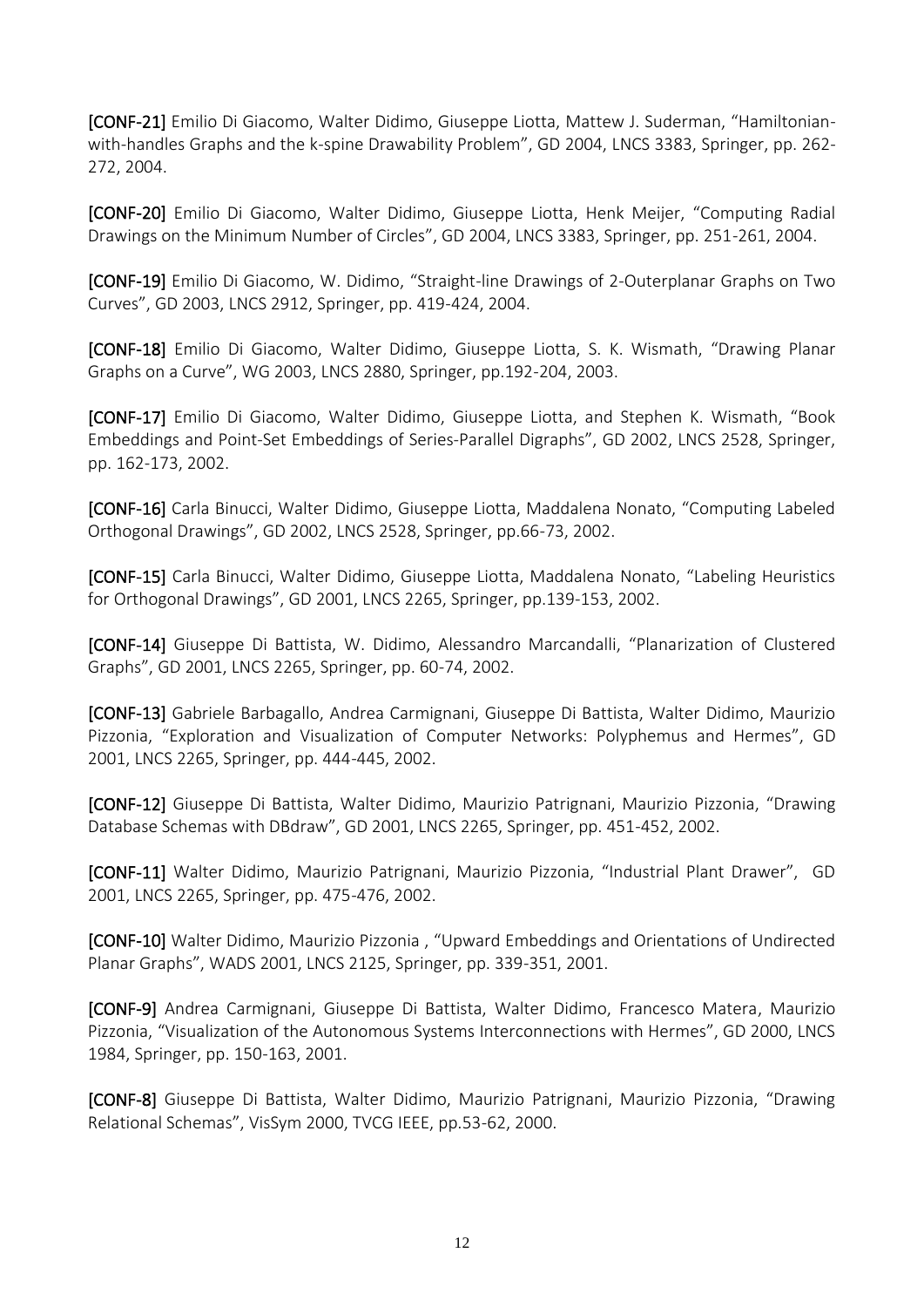[CONF-21] Emilio Di Giacomo, Walter Didimo, Giuseppe Liotta, Mattew J. Suderman, "Hamiltonian-with-handles Graphs and the k-spine Drawability Problem", GD 2004, LNCS 3383, Springer, pp. 262-272, 2004.

[CONF-20] Emilio Di Giacomo, Walter Didimo, Giuseppe Liotta, Henk Meijer, "Computing Radial Drawings on the Minimum Number of Circles", GD 2004, LNCS 3383, Springer, pp. 251-261, 2004.

[CONF-19] Emilio Di Giacomo, W. Didimo, "Straight-line Drawings of 2-Outerplanar Graphs on Two Curves", GD 2003, LNCS 2912, Springer, pp. 419-424, 2004.

[CONF-18] Emilio Di Giacomo, Walter Didimo, Giuseppe Liotta, S. K. Wismath, "Drawing Planar Graphs on a Curve", WG 2003, LNCS 2880, Springer, pp.192-204, 2003.

[CONF-17] Emilio Di Giacomo, Walter Didimo, Giuseppe Liotta, and Stephen K. Wismath, "Book Embeddings and Point-Set Embeddings of Series-Parallel Digraphs", GD 2002, LNCS 2528, Springer, pp. 162-173, 2002.

[CONF-16] Carla Binucci, Walter Didimo, Giuseppe Liotta, Maddalena Nonato, "Computing Labeled Orthogonal Drawings", GD 2002, LNCS 2528, Springer, pp.66-73, 2002.

[CONF-15] Carla Binucci, Walter Didimo, Giuseppe Liotta, Maddalena Nonato, "Labeling Heuristics for Orthogonal Drawings", GD 2001, LNCS 2265, Springer, pp.139-153, 2002.

[CONF-14] Giuseppe Di Battista, W. Didimo, Alessandro Marcandalli, "Planarization of Clustered Graphs", GD 2001, LNCS 2265, Springer, pp. 60-74, 2002.

[CONF-13] Gabriele Barbagallo, Andrea Carmignani, Giuseppe Di Battista, Walter Didimo, Maurizio Pizzonia, "Exploration and Visualization of Computer Networks: Polyphemus and Hermes", GD 2001, LNCS 2265, Springer, pp. 444-445, 2002.

[CONF-12] Giuseppe Di Battista, Walter Didimo, Maurizio Patrignani, Maurizio Pizzonia, "Drawing Database Schemas with DBdraw", GD 2001, LNCS 2265, Springer, pp. 451-452, 2002.

[CONF-11] Walter Didimo, Maurizio Patrignani, Maurizio Pizzonia, "Industrial Plant Drawer", GD 2001, LNCS 2265, Springer, pp. 475-476, 2002.

[CONF-10] Walter Didimo, Maurizio Pizzonia , "Upward Embeddings and Orientations of Undirected Planar Graphs", WADS 2001, LNCS 2125, Springer, pp. 339-351, 2001.

[CONF-9] Andrea Carmignani, Giuseppe Di Battista, Walter Didimo, Francesco Matera, Maurizio Pizzonia, "Visualization of the Autonomous Systems Interconnections with Hermes", GD 2000, LNCS 1984, Springer, pp. 150-163, 2001.

[CONF-8] Giuseppe Di Battista, Walter Didimo, Maurizio Patrignani, Maurizio Pizzonia, "Drawing Relational Schemas", VisSym 2000, TVCG IEEE, pp.53-62, 2000.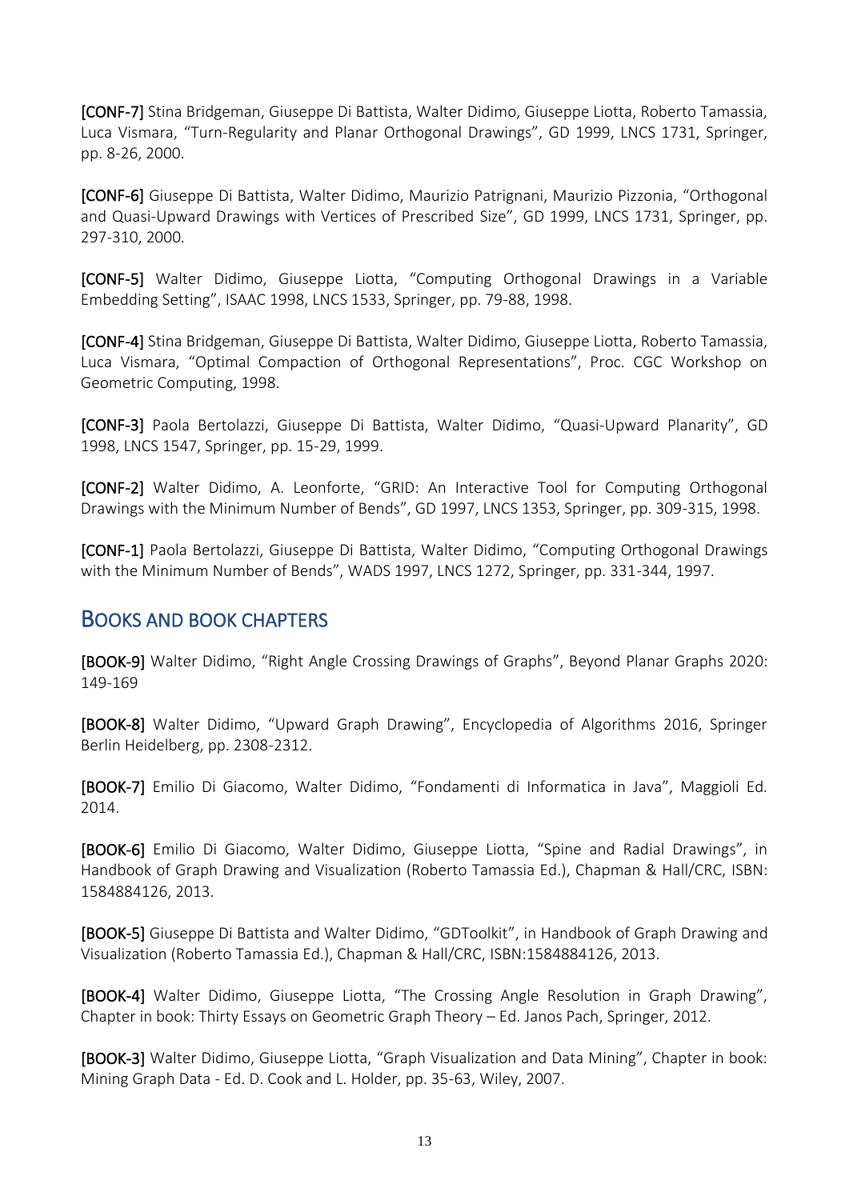**[CONF-7]** Stina Bridgeman, Giuseppe Di Battista, Walter Didimo, Giuseppe Liotta, Roberto Tamassia, Luca Vismara, "Turn-Regularity and Planar Orthogonal Drawings", GD 1999, LNCS 1731, Springer, pp. 8-26, 2000.

**[CONF-6]** Giuseppe Di Battista, Walter Didimo, Maurizio Patrignani, Maurizio Pizzonia, "Orthogonal and Quasi-Upward Drawings with Vertices of Prescribed Size", GD 1999, LNCS 1731, Springer, pp. 297-310, 2000.

**[CONF-5]** Walter Didimo, Giuseppe Liotta, "Computing Orthogonal Drawings in a Variable Embedding Setting", ISAAC 1998, LNCS 1533, Springer, pp. 79-88, 1998.

**[CONF-4]** Stina Bridgeman, Giuseppe Di Battista, Walter Didimo, Giuseppe Liotta, Roberto Tamassia, Luca Vismara, "Optimal Compaction of Orthogonal Representations", Proc. CGC Workshop on Geometric Computing, 1998.

**[CONF-3]** Paola Bertolazzi, Giuseppe Di Battista, Walter Didimo, "Quasi-Upward Planarity", GD 1998, LNCS 1547, Springer, pp. 15-29, 1999.

**[CONF-2]** Walter Didimo, A. Leonforte, "GRID: An Interactive Tool for Computing Orthogonal Drawings with the Minimum Number of Bends", GD 1997, LNCS 1353, Springer, pp. 309-315, 1998.

**[CONF-1]** Paola Bertolazzi, Giuseppe Di Battista, Walter Didimo, "Computing Orthogonal Drawings with the Minimum Number of Bends", WADS 1997, LNCS 1272, Springer, pp. 331-344, 1997.

## BOOKS AND BOOK CHAPTERS

**[BOOK-9]** Walter Didimo, "Right Angle Crossing Drawings of Graphs", Beyond Planar Graphs 2020: 149-169

**[BOOK-8]** Walter Didimo, "Upward Graph Drawing", Encyclopedia of Algorithms 2016, Springer Berlin Heidelberg, pp. 2308-2312.

**[BOOK-7]** Emilio Di Giacomo, Walter Didimo, "Fondamenti di Informatica in Java", Maggioli Ed. 2014.

**[BOOK-6]** Emilio Di Giacomo, Walter Didimo, Giuseppe Liotta, "Spine and Radial Drawings", in Handbook of Graph Drawing and Visualization (Roberto Tamassia Ed.), Chapman & Hall/CRC, ISBN: 1584884126, 2013.

**[BOOK-5]** Giuseppe Di Battista and Walter Didimo, "GDToolkit", in Handbook of Graph Drawing and Visualization (Roberto Tamassia Ed.), Chapman & Hall/CRC, ISBN:1584884126, 2013.

**[BOOK-4]** Walter Didimo, Giuseppe Liotta, "The Crossing Angle Resolution in Graph Drawing", Chapter in book: Thirty Essays on Geometric Graph Theory – Ed. Janos Pach, Springer, 2012.

**[BOOK-3]** Walter Didimo, Giuseppe Liotta, "Graph Visualization and Data Mining", Chapter in book: Mining Graph Data - Ed. D. Cook and L. Holder, pp. 35-63, Wiley, 2007.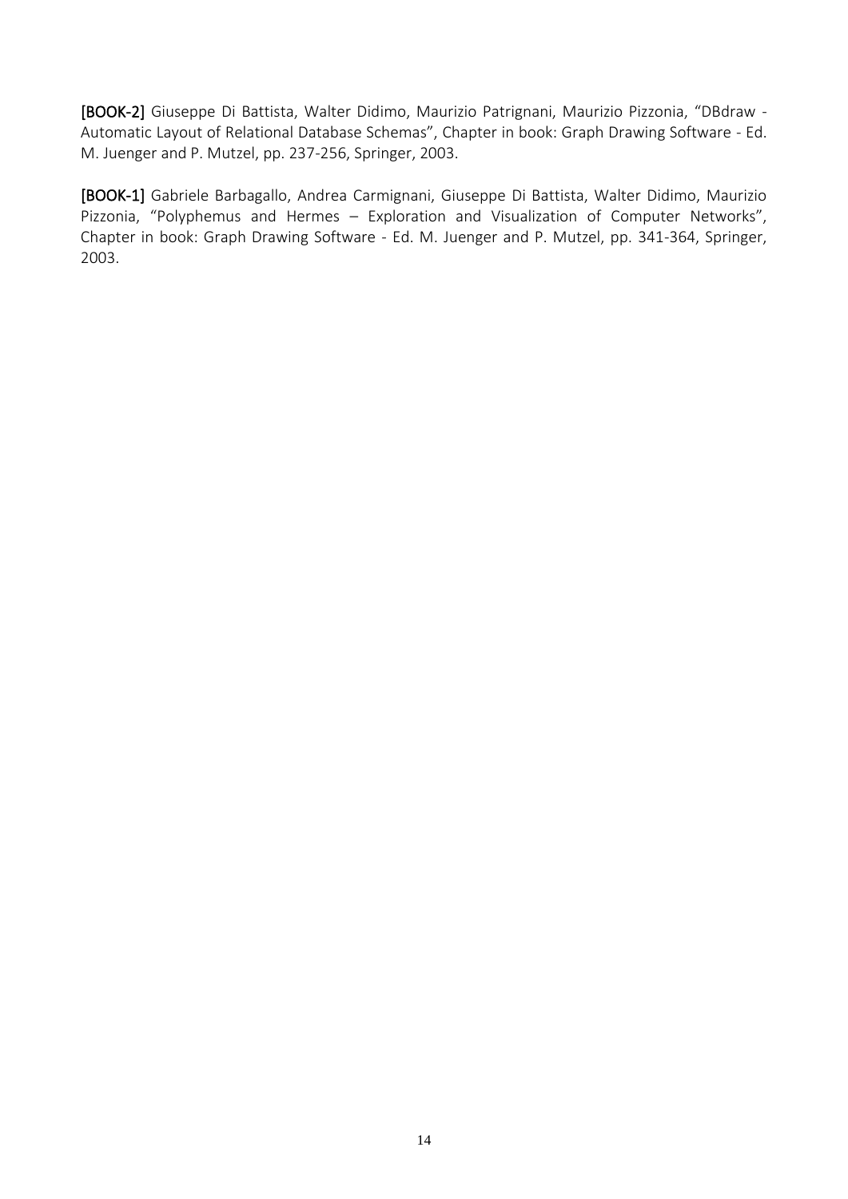**[BOOK-2]** Giuseppe Di Battista, Walter Didimo, Maurizio Patrignani, Maurizio Pizzonia, "DBdraw - Automatic Layout of Relational Database Schemas", Chapter in book: Graph Drawing Software - Ed. M. Juenger and P. Mutzel, pp. 237-256, Springer, 2003.

**[BOOK-1]** Gabriele Barbagallo, Andrea Carmignani, Giuseppe Di Battista, Walter Didimo, Maurizio Pizzonia, "Polyphemus and Hermes – Exploration and Visualization of Computer Networks", Chapter in book: Graph Drawing Software - Ed. M. Juenger and P. Mutzel, pp. 341-364, Springer, 2003.